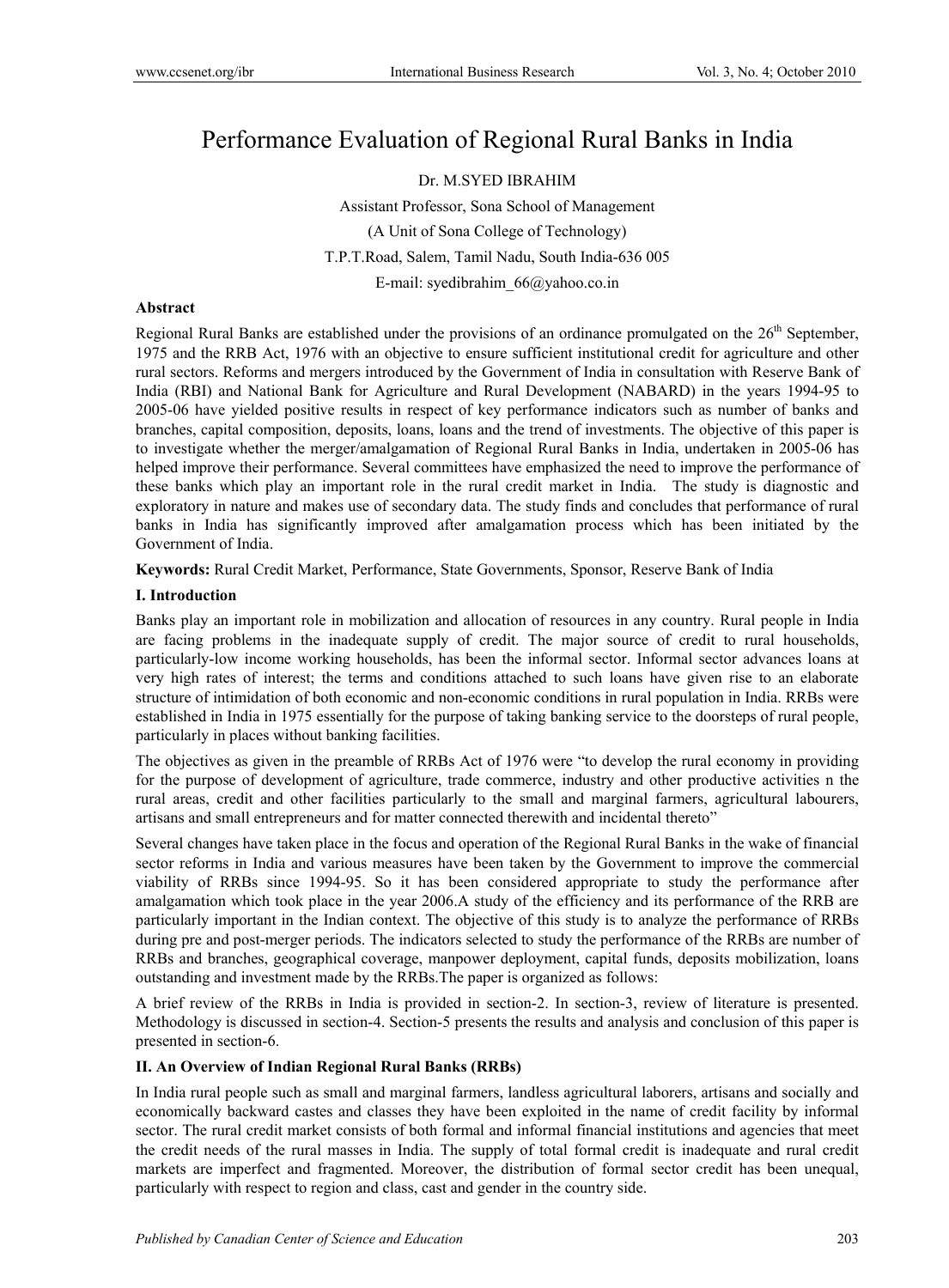# Performance Evaluation of Regional Rural Banks in India

Dr. M.SYED IBRAHIM

Assistant Professor, Sona School of Management

(A Unit of Sona College of Technology)

T.P.T.Road, Salem, Tamil Nadu, South India-636 005

E-mail: syedibrahim_66@yahoo.co.in

## Abstract

Regional Rural Banks are established under the provisions of an ordinance promulgated on the 26th September, 1975 and the RRB Act, 1976 with an objective to ensure sufficient institutional credit for agriculture and other rural sectors. Reforms and mergers introduced by the Government of India in consultation with Reserve Bank of India (RBI) and National Bank for Agriculture and Rural Development (NABARD) in the years 1994-95 to 2005-06 have yielded positive results in respect of key performance indicators such as number of banks and branches, capital composition, deposits, loans, loans and the trend of investments. The objective of this paper is to investigate whether the merger/amalgamation of Regional Rural Banks in India, undertaken in 2005-06 has helped improve their performance. Several committees have emphasized the need to improve the performance of these banks which play an important role in the rural credit market in India. The study is diagnostic and exploratory in nature and makes use of secondary data. The study finds and concludes that performance of rural banks in India has significantly improved after amalgamation process which has been initiated by the Government of India.

**Keywords:** Rural Credit Market, Performance, State Governments, Sponsor, Reserve Bank of India

## I. Introduction

Banks play an important role in mobilization and allocation of resources in any country. Rural people in India are facing problems in the inadequate supply of credit. The major source of credit to rural households, particularly-low income working households, has been the informal sector. Informal sector advances loans at very high rates of interest; the terms and conditions attached to such loans have given rise to an elaborate structure of intimidation of both economic and non-economic conditions in rural population in India. RRBs were established in India in 1975 essentially for the purpose of taking banking service to the doorsteps of rural people, particularly in places without banking facilities.

The objectives as given in the preamble of RRBs Act of 1976 were "to develop the rural economy in providing for the purpose of development of agriculture, trade commerce, industry and other productive activities n the rural areas, credit and other facilities particularly to the small and marginal farmers, agricultural labourers, artisans and small entrepreneurs and for matter connected therewith and incidental thereto"

Several changes have taken place in the focus and operation of the Regional Rural Banks in the wake of financial sector reforms in India and various measures have been taken by the Government to improve the commercial viability of RRBs since 1994-95. So it has been considered appropriate to study the performance after amalgamation which took place in the year 2006.A study of the efficiency and its performance of the RRB are particularly important in the Indian context. The objective of this study is to analyze the performance of RRBs during pre and post-merger periods. The indicators selected to study the performance of the RRBs are number of RRBs and branches, geographical coverage, manpower deployment, capital funds, deposits mobilization, loans outstanding and investment made by the RRBs.The paper is organized as follows:

A brief review of the RRBs in India is provided in section-2. In section-3, review of literature is presented. Methodology is discussed in section-4. Section-5 presents the results and analysis and conclusion of this paper is presented in section-6.

## II. An Overview of Indian Regional Rural Banks (RRBs)

In India rural people such as small and marginal farmers, landless agricultural laborers, artisans and socially and economically backward castes and classes they have been exploited in the name of credit facility by informal sector. The rural credit market consists of both formal and informal financial institutions and agencies that meet the credit needs of the rural masses in India. The supply of total formal credit is inadequate and rural credit markets are imperfect and fragmented. Moreover, the distribution of formal sector credit has been unequal, particularly with respect to region and class, cast and gender in the country side.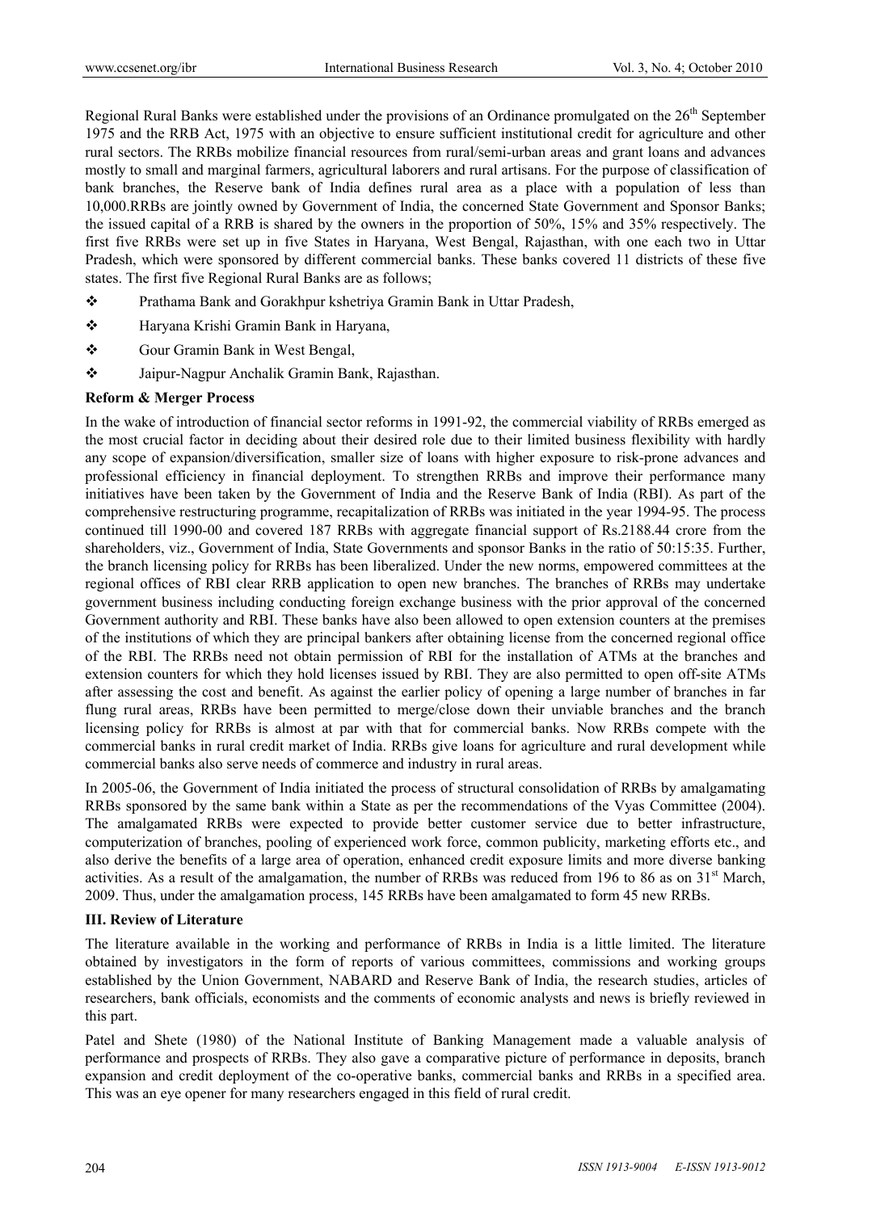Regional Rural Banks were established under the provisions of an Ordinance promulgated on the 26th September 1975 and the RRB Act, 1975 with an objective to ensure sufficient institutional credit for agriculture and other rural sectors. The RRBs mobilize financial resources from rural/semi-urban areas and grant loans and advances mostly to small and marginal farmers, agricultural laborers and rural artisans. For the purpose of classification of bank branches, the Reserve bank of India defines rural area as a place with a population of less than 10,000.RRBs are jointly owned by Government of India, the concerned State Government and Sponsor Banks; the issued capital of a RRB is shared by the owners in the proportion of 50%, 15% and 35% respectively. The first five RRBs were set up in five States in Haryana, West Bengal, Rajasthan, with one each two in Uttar Pradesh, which were sponsored by different commercial banks. These banks covered 11 districts of these five states. The first five Regional Rural Banks are as follows;

- Prathama Bank and Gorakhpur kshetriya Gramin Bank in Uttar Pradesh,
- Haryana Krishi Gramin Bank in Haryana,
- Gour Gramin Bank in West Bengal,
- Jaipur-Nagpur Anchalik Gramin Bank, Rajasthan.

**Reform & Merger Process**

In the wake of introduction of financial sector reforms in 1991-92, the commercial viability of RRBs emerged as the most crucial factor in deciding about their desired role due to their limited business flexibility with hardly any scope of expansion/diversification, smaller size of loans with higher exposure to risk-prone advances and professional efficiency in financial deployment. To strengthen RRBs and improve their performance many initiatives have been taken by the Government of India and the Reserve Bank of India (RBI). As part of the comprehensive restructuring programme, recapitalization of RRBs was initiated in the year 1994-95. The process continued till 1990-00 and covered 187 RRBs with aggregate financial support of Rs.2188.44 crore from the shareholders, viz., Government of India, State Governments and sponsor Banks in the ratio of 50:15:35. Further, the branch licensing policy for RRBs has been liberalized. Under the new norms, empowered committees at the regional offices of RBI clear RRB application to open new branches. The branches of RRBs may undertake government business including conducting foreign exchange business with the prior approval of the concerned Government authority and RBI. These banks have also been allowed to open extension counters at the premises of the institutions of which they are principal bankers after obtaining license from the concerned regional office of the RBI. The RRBs need not obtain permission of RBI for the installation of ATMs at the branches and extension counters for which they hold licenses issued by RBI. They are also permitted to open off-site ATMs after assessing the cost and benefit. As against the earlier policy of opening a large number of branches in far flung rural areas, RRBs have been permitted to merge/close down their unviable branches and the branch licensing policy for RRBs is almost at par with that for commercial banks. Now RRBs compete with the commercial banks in rural credit market of India. RRBs give loans for agriculture and rural development while commercial banks also serve needs of commerce and industry in rural areas.

In 2005-06, the Government of India initiated the process of structural consolidation of RRBs by amalgamating RRBs sponsored by the same bank within a State as per the recommendations of the Vyas Committee (2004). The amalgamated RRBs were expected to provide better customer service due to better infrastructure, computerization of branches, pooling of experienced work force, common publicity, marketing efforts etc., and also derive the benefits of a large area of operation, enhanced credit exposure limits and more diverse banking activities. As a result of the amalgamation, the number of RRBs was reduced from 196 to 86 as on 31st March, 2009. Thus, under the amalgamation process, 145 RRBs have been amalgamated to form 45 new RRBs.

**III. Review of Literature**

The literature available in the working and performance of RRBs in India is a little limited. The literature obtained by investigators in the form of reports of various committees, commissions and working groups established by the Union Government, NABARD and Reserve Bank of India, the research studies, articles of researchers, bank officials, economists and the comments of economic analysts and news is briefly reviewed in this part.

Patel and Shete (1980) of the National Institute of Banking Management made a valuable analysis of performance and prospects of RRBs. They also gave a comparative picture of performance in deposits, branch expansion and credit deployment of the co-operative banks, commercial banks and RRBs in a specified area. This was an eye opener for many researchers engaged in this field of rural credit.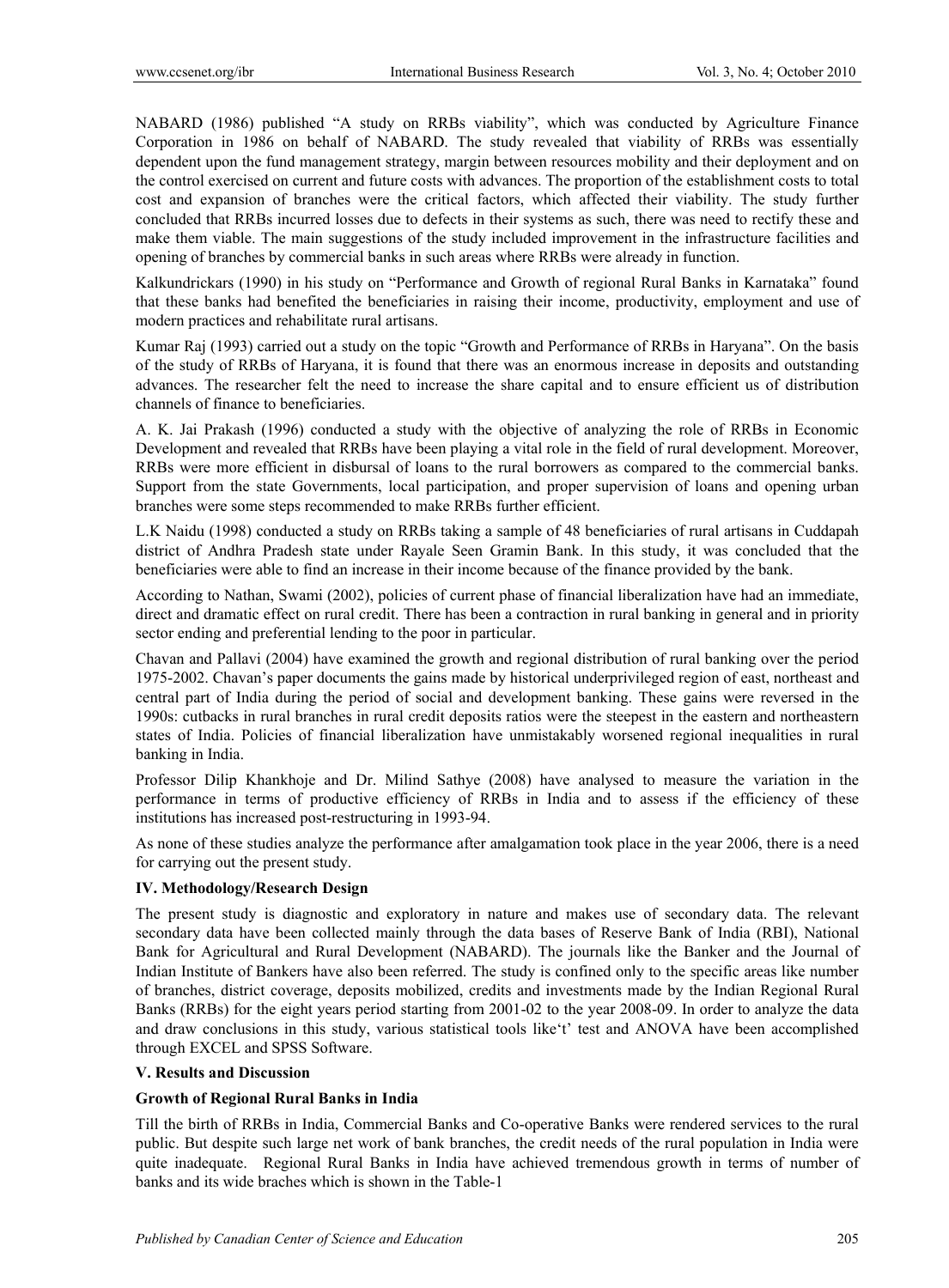NABARD (1986) published "A study on RRBs viability", which was conducted by Agriculture Finance Corporation in 1986 on behalf of NABARD. The study revealed that viability of RRBs was essentially dependent upon the fund management strategy, margin between resources mobility and their deployment and on the control exercised on current and future costs with advances. The proportion of the establishment costs to total cost and expansion of branches were the critical factors, which affected their viability. The study further concluded that RRBs incurred losses due to defects in their systems as such, there was need to rectify these and make them viable. The main suggestions of the study included improvement in the infrastructure facilities and opening of branches by commercial banks in such areas where RRBs were already in function.

Kalkundrickars (1990) in his study on "Performance and Growth of regional Rural Banks in Karnataka" found that these banks had benefited the beneficiaries in raising their income, productivity, employment and use of modern practices and rehabilitate rural artisans.

Kumar Raj (1993) carried out a study on the topic "Growth and Performance of RRBs in Haryana". On the basis of the study of RRBs of Haryana, it is found that there was an enormous increase in deposits and outstanding advances. The researcher felt the need to increase the share capital and to ensure efficient us of distribution channels of finance to beneficiaries.

A. K. Jai Prakash (1996) conducted a study with the objective of analyzing the role of RRBs in Economic Development and revealed that RRBs have been playing a vital role in the field of rural development. Moreover, RRBs were more efficient in disbursal of loans to the rural borrowers as compared to the commercial banks. Support from the state Governments, local participation, and proper supervision of loans and opening urban branches were some steps recommended to make RRBs further efficient.

L.K Naidu (1998) conducted a study on RRBs taking a sample of 48 beneficiaries of rural artisans in Cuddapah district of Andhra Pradesh state under Rayale Seen Gramin Bank. In this study, it was concluded that the beneficiaries were able to find an increase in their income because of the finance provided by the bank.

According to Nathan, Swami (2002), policies of current phase of financial liberalization have had an immediate, direct and dramatic effect on rural credit. There has been a contraction in rural banking in general and in priority sector ending and preferential lending to the poor in particular.

Chavan and Pallavi (2004) have examined the growth and regional distribution of rural banking over the period 1975-2002. Chavan's paper documents the gains made by historical underprivileged region of east, northeast and central part of India during the period of social and development banking. These gains were reversed in the 1990s: cutbacks in rural branches in rural credit deposits ratios were the steepest in the eastern and northeastern states of India. Policies of financial liberalization have unmistakably worsened regional inequalities in rural banking in India.

Professor Dilip Khankhoje and Dr. Milind Sathye (2008) have analysed to measure the variation in the performance in terms of productive efficiency of RRBs in India and to assess if the efficiency of these institutions has increased post-restructuring in 1993-94.

As none of these studies analyze the performance after amalgamation took place in the year 2006, there is a need for carrying out the present study.

## IV. Methodology/Research Design

The present study is diagnostic and exploratory in nature and makes use of secondary data. The relevant secondary data have been collected mainly through the data bases of Reserve Bank of India (RBI), National Bank for Agricultural and Rural Development (NABARD). The journals like the Banker and the Journal of Indian Institute of Bankers have also been referred. The study is confined only to the specific areas like number of branches, district coverage, deposits mobilized, credits and investments made by the Indian Regional Rural Banks (RRBs) for the eight years period starting from 2001-02 to the year 2008-09. In order to analyze the data and draw conclusions in this study, various statistical tools like't' test and ANOVA have been accomplished through EXCEL and SPSS Software.

## V. Results and Discussion

### Growth of Regional Rural Banks in India

Till the birth of RRBs in India, Commercial Banks and Co-operative Banks were rendered services to the rural public. But despite such large net work of bank branches, the credit needs of the rural population in India were quite inadequate. Regional Rural Banks in India have achieved tremendous growth in terms of number of banks and its wide braches which is shown in the Table-1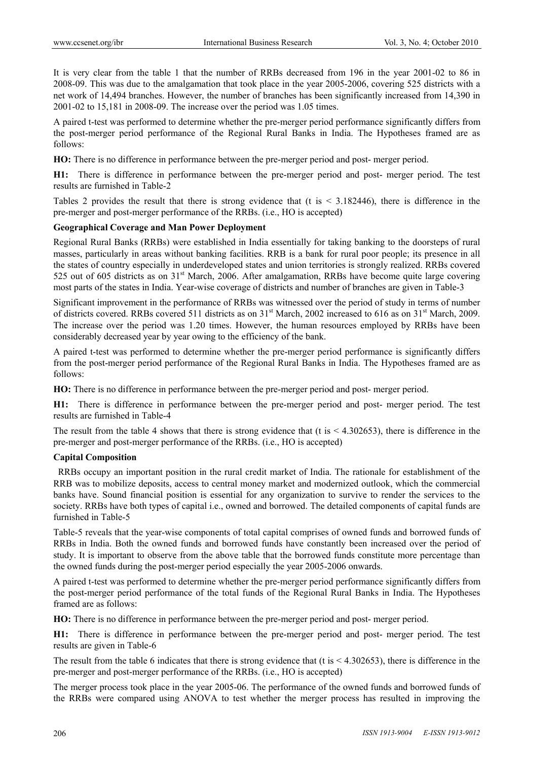It is very clear from the table 1 that the number of RRBs decreased from 196 in the year 2001-02 to 86 in 2008-09. This was due to the amalgamation that took place in the year 2005-2006, covering 525 districts with a net work of 14,494 branches. However, the number of branches has been significantly increased from 14,390 in 2001-02 to 15,181 in 2008-09. The increase over the period was 1.05 times.

A paired t-test was performed to determine whether the pre-merger period performance significantly differs from the post-merger period performance of the Regional Rural Banks in India. The Hypotheses framed are as follows:

**HO:** There is no difference in performance between the pre-merger period and post- merger period.

**H1:** There is difference in performance between the pre-merger period and post- merger period. The test results are furnished in Table-2

Tables 2 provides the result that there is strong evidence that (t is < 3.182446), there is difference in the pre-merger and post-merger performance of the RRBs. (i.e., HO is accepted)

**Geographical Coverage and Man Power Deployment**

Regional Rural Banks (RRBs) were established in India essentially for taking banking to the doorsteps of rural masses, particularly in areas without banking facilities. RRB is a bank for rural poor people; its presence in all the states of country especially in underdeveloped states and union territories is strongly realized. RRBs covered 525 out of 605 districts as on 31st March, 2006. After amalgamation, RRBs have become quite large covering most parts of the states in India. Year-wise coverage of districts and number of branches are given in Table-3

Significant improvement in the performance of RRBs was witnessed over the period of study in terms of number of districts covered. RRBs covered 511 districts as on 31st March, 2002 increased to 616 as on 31st March, 2009. The increase over the period was 1.20 times. However, the human resources employed by RRBs have been considerably decreased year by year owing to the efficiency of the bank.

A paired t-test was performed to determine whether the pre-merger period performance is significantly differs from the post-merger period performance of the Regional Rural Banks in India. The Hypotheses framed are as follows:

**HO:** There is no difference in performance between the pre-merger period and post- merger period.

**H1:** There is difference in performance between the pre-merger period and post- merger period. The test results are furnished in Table-4

The result from the table 4 shows that there is strong evidence that (t is < 4.302653), there is difference in the pre-merger and post-merger performance of the RRBs. (i.e., HO is accepted)

**Capital Composition**

RRBs occupy an important position in the rural credit market of India. The rationale for establishment of the RRB was to mobilize deposits, access to central money market and modernized outlook, which the commercial banks have. Sound financial position is essential for any organization to survive to render the services to the society. RRBs have both types of capital i.e., owned and borrowed. The detailed components of capital funds are furnished in Table-5

Table-5 reveals that the year-wise components of total capital comprises of owned funds and borrowed funds of RRBs in India. Both the owned funds and borrowed funds have constantly been increased over the period of study. It is important to observe from the above table that the borrowed funds constitute more percentage than the owned funds during the post-merger period especially the year 2005-2006 onwards.

A paired t-test was performed to determine whether the pre-merger period performance significantly differs from the post-merger period performance of the total funds of the Regional Rural Banks in India. The Hypotheses framed are as follows:

**HO:** There is no difference in performance between the pre-merger period and post- merger period.

**H1:** There is difference in performance between the pre-merger period and post- merger period. The test results are given in Table-6

The result from the table 6 indicates that there is strong evidence that (t is < 4.302653), there is difference in the pre-merger and post-merger performance of the RRBs. (i.e., HO is accepted)

The merger process took place in the year 2005-06. The performance of the owned funds and borrowed funds of the RRBs were compared using ANOVA to test whether the merger process has resulted in improving the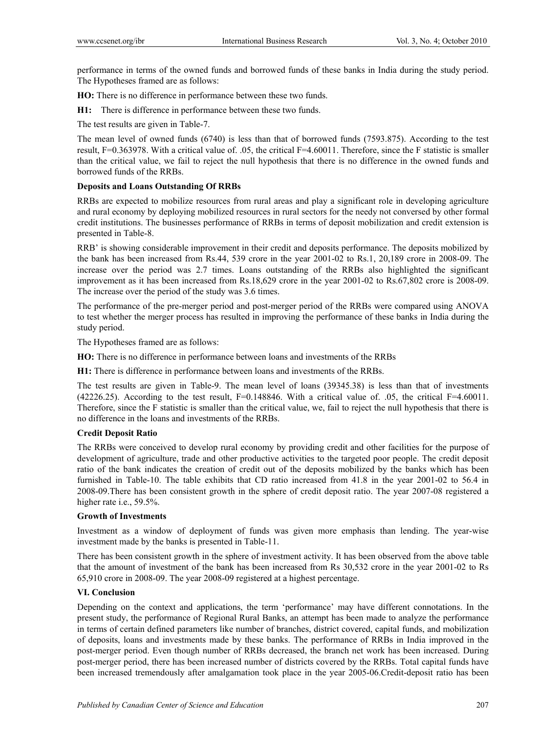performance in terms of the owned funds and borrowed funds of these banks in India during the study period. The Hypotheses framed are as follows:

**HO:** There is no difference in performance between these two funds.

**H1:** There is difference in performance between these two funds.

The test results are given in Table-7.

The mean level of owned funds (6740) is less than that of borrowed funds (7593.875). According to the test result, F=0.363978. With a critical value of. .05, the critical F=4.60011. Therefore, since the F statistic is smaller than the critical value, we fail to reject the null hypothesis that there is no difference in the owned funds and borrowed funds of the RRBs.

**Deposits and Loans Outstanding Of RRBs**

RRBs are expected to mobilize resources from rural areas and play a significant role in developing agriculture and rural economy by deploying mobilized resources in rural sectors for the needy not conversed by other formal credit institutions. The businesses performance of RRBs in terms of deposit mobilization and credit extension is presented in Table-8.

RRB' is showing considerable improvement in their credit and deposits performance. The deposits mobilized by the bank has been increased from Rs.44, 539 crore in the year 2001-02 to Rs.1, 20,189 crore in 2008-09. The increase over the period was 2.7 times. Loans outstanding of the RRBs also highlighted the significant improvement as it has been increased from Rs.18,629 crore in the year 2001-02 to Rs.67,802 crore is 2008-09. The increase over the period of the study was 3.6 times.

The performance of the pre-merger period and post-merger period of the RRBs were compared using ANOVA to test whether the merger process has resulted in improving the performance of these banks in India during the study period.

The Hypotheses framed are as follows:

**HO:** There is no difference in performance between loans and investments of the RRBs

**H1:** There is difference in performance between loans and investments of the RRBs.

The test results are given in Table-9. The mean level of loans (39345.38) is less than that of investments (42226.25). According to the test result, F=0.148846. With a critical value of. .05, the critical F=4.60011. Therefore, since the F statistic is smaller than the critical value, we, fail to reject the null hypothesis that there is no difference in the loans and investments of the RRBs.

**Credit Deposit Ratio**

The RRBs were conceived to develop rural economy by providing credit and other facilities for the purpose of development of agriculture, trade and other productive activities to the targeted poor people. The credit deposit ratio of the bank indicates the creation of credit out of the deposits mobilized by the banks which has been furnished in Table-10. The table exhibits that CD ratio increased from 41.8 in the year 2001-02 to 56.4 in 2008-09.There has been consistent growth in the sphere of credit deposit ratio. The year 2007-08 registered a higher rate i.e., 59.5%.

**Growth of Investments**

Investment as a window of deployment of funds was given more emphasis than lending. The year-wise investment made by the banks is presented in Table-11.

There has been consistent growth in the sphere of investment activity. It has been observed from the above table that the amount of investment of the bank has been increased from Rs 30,532 crore in the year 2001-02 to Rs 65,910 crore in 2008-09. The year 2008-09 registered at a highest percentage.

**VI. Conclusion**

Depending on the context and applications, the term 'performance' may have different connotations. In the present study, the performance of Regional Rural Banks, an attempt has been made to analyze the performance in terms of certain defined parameters like number of branches, district covered, capital funds, and mobilization of deposits, loans and investments made by these banks. The performance of RRBs in India improved in the post-merger period. Even though number of RRBs decreased, the branch net work has been increased. During post-merger period, there has been increased number of districts covered by the RRBs. Total capital funds have been increased tremendously after amalgamation took place in the year 2005-06.Credit-deposit ratio has been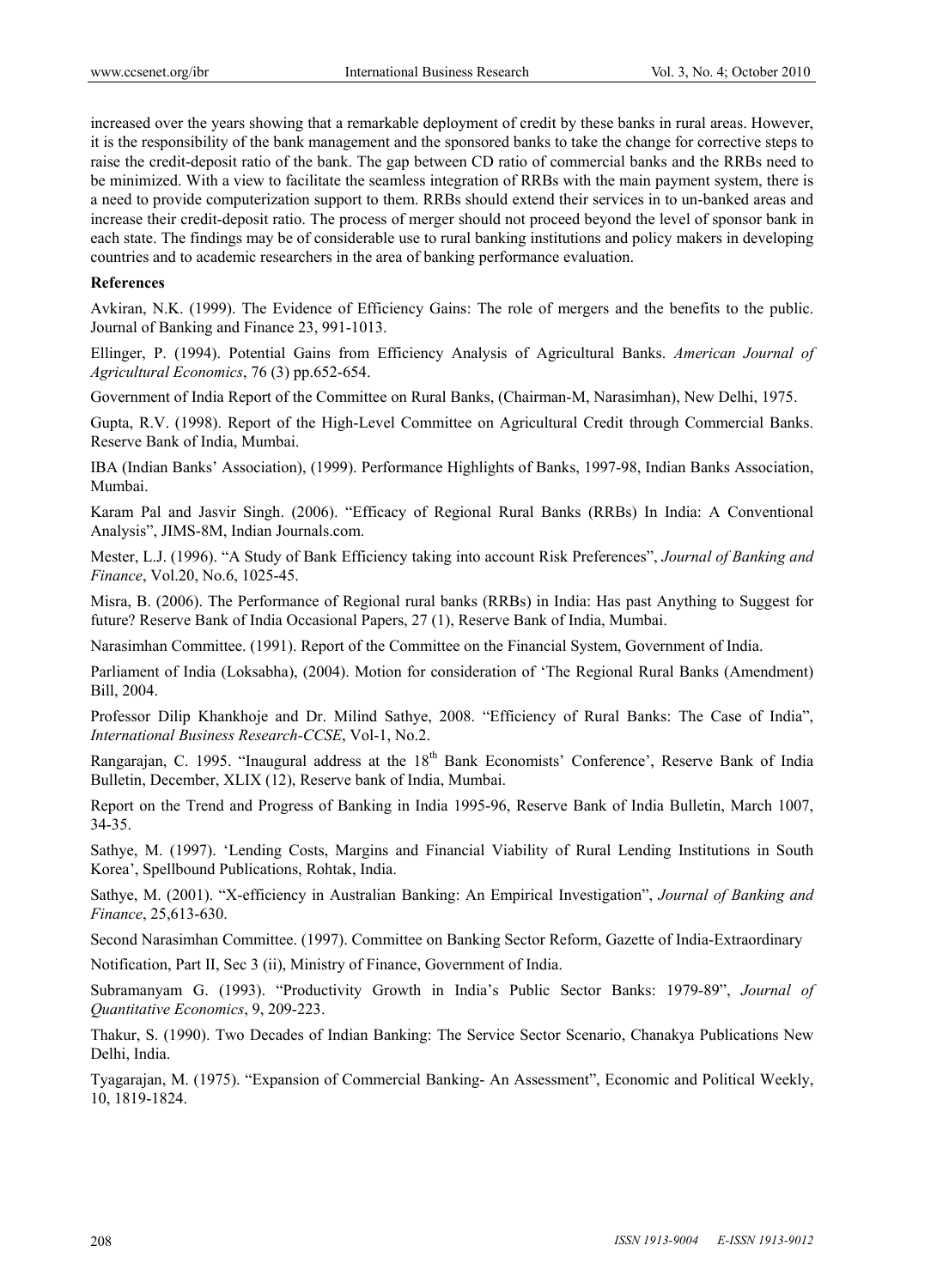increased over the years showing that a remarkable deployment of credit by these banks in rural areas. However, it is the responsibility of the bank management and the sponsored banks to take the change for corrective steps to raise the credit-deposit ratio of the bank. The gap between CD ratio of commercial banks and the RRBs need to be minimized. With a view to facilitate the seamless integration of RRBs with the main payment system, there is a need to provide computerization support to them. RRBs should extend their services in to un-banked areas and increase their credit-deposit ratio. The process of merger should not proceed beyond the level of sponsor bank in each state. The findings may be of considerable use to rural banking institutions and policy makers in developing countries and to academic researchers in the area of banking performance evaluation.

**References**

Avkiran, N.K. (1999). The Evidence of Efficiency Gains: The role of mergers and the benefits to the public. Journal of Banking and Finance 23, 991-1013.

Ellinger, P. (1994). Potential Gains from Efficiency Analysis of Agricultural Banks. *American Journal of Agricultural Economics*, 76 (3) pp.652-654.

Government of India Report of the Committee on Rural Banks, (Chairman-M, Narasimhan), New Delhi, 1975.

Gupta, R.V. (1998). Report of the High-Level Committee on Agricultural Credit through Commercial Banks. Reserve Bank of India, Mumbai.

IBA (Indian Banks' Association), (1999). Performance Highlights of Banks, 1997-98, Indian Banks Association, Mumbai.

Karam Pal and Jasvir Singh. (2006). "Efficacy of Regional Rural Banks (RRBs) In India: A Conventional Analysis", JIMS-8M, Indian Journals.com.

Mester, L.J. (1996). "A Study of Bank Efficiency taking into account Risk Preferences", *Journal of Banking and Finance*, Vol.20, No.6, 1025-45.

Misra, B. (2006). The Performance of Regional rural banks (RRBs) in India: Has past Anything to Suggest for future? Reserve Bank of India Occasional Papers, 27 (1), Reserve Bank of India, Mumbai.

Narasimhan Committee. (1991). Report of the Committee on the Financial System, Government of India.

Parliament of India (Loksabha), (2004). Motion for consideration of 'The Regional Rural Banks (Amendment) Bill, 2004.

Professor Dilip Khankhoje and Dr. Milind Sathye, 2008. "Efficiency of Rural Banks: The Case of India", *International Business Research-CCSE*, Vol-1, No.2.

Rangarajan, C. 1995. "Inaugural address at the 18th Bank Economists' Conference', Reserve Bank of India Bulletin, December, XLIX (12), Reserve bank of India, Mumbai.

Report on the Trend and Progress of Banking in India 1995-96, Reserve Bank of India Bulletin, March 1007, 34-35.

Sathye, M. (1997). 'Lending Costs, Margins and Financial Viability of Rural Lending Institutions in South Korea', Spellbound Publications, Rohtak, India.

Sathye, M. (2001). "X-efficiency in Australian Banking: An Empirical Investigation", *Journal of Banking and Finance*, 25,613-630.

Second Narasimhan Committee. (1997). Committee on Banking Sector Reform, Gazette of India-Extraordinary

Notification, Part II, Sec 3 (ii), Ministry of Finance, Government of India.

Subramanyam G. (1993). "Productivity Growth in India's Public Sector Banks: 1979-89", *Journal of Quantitative Economics*, 9, 209-223.

Thakur, S. (1990). Two Decades of Indian Banking: The Service Sector Scenario, Chanakya Publications New Delhi, India.

Tyagarajan, M. (1975). "Expansion of Commercial Banking- An Assessment", Economic and Political Weekly, 10, 1819-1824.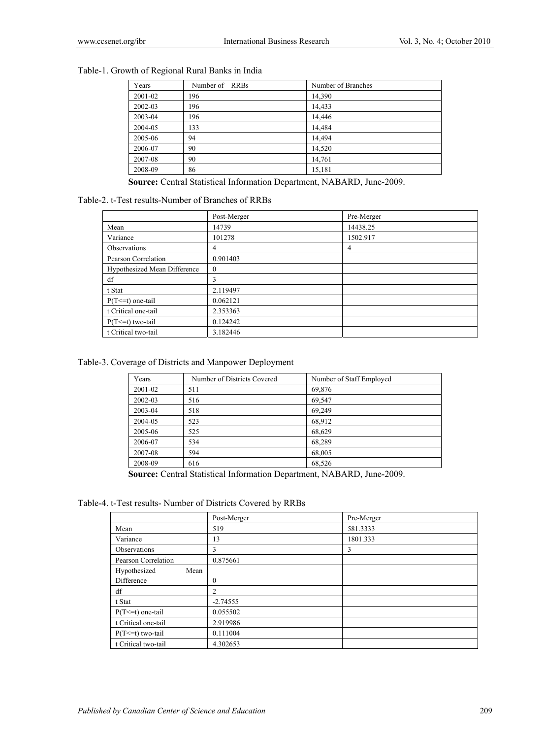Table-1. Growth of Regional Rural Banks in India

| Years | Number of RRBs | Number of Branches |
|---|---|---|
| 2001-02 | 196 | 14,390 |
| 2002-03 | 196 | 14,433 |
| 2003-04 | 196 | 14,446 |
| 2004-05 | 133 | 14,484 |
| 2005-06 | 94 | 14,494 |
| 2006-07 | 90 | 14,520 |
| 2007-08 | 90 | 14,761 |
| 2008-09 | 86 | 15,181 |

**Source:** Central Statistical Information Department, NABARD, June-2009.

Table-2. t-Test results-Number of Branches of RRBs

| | Post-Merger | Pre-Merger |
|---|---|---|
| Mean | 14739 | 14438.25 |
| Variance | 101278 | 1502.917 |
| Observations | 4 | 4 |
| Pearson Correlation | 0.901403 | |
| Hypothesized Mean Difference | 0 | |
| df | 3 | |
| t Stat | 2.119497 | |
| P(T<=t) one-tail | 0.062121 | |
| t Critical one-tail | 2.353363 | |
| P(T<=t) two-tail | 0.124242 | |
| t Critical two-tail | 3.182446 | |

Table-3. Coverage of Districts and Manpower Deployment

| Years | Number of Districts Covered | Number of Staff Employed |
|---|---|---|
| 2001-02 | 511 | 69,876 |
| 2002-03 | 516 | 69,547 |
| 2003-04 | 518 | 69,249 |
| 2004-05 | 523 | 68,912 |
| 2005-06 | 525 | 68,629 |
| 2006-07 | 534 | 68,289 |
| 2007-08 | 594 | 68,005 |
| 2008-09 | 616 | 68,526 |

**Source:** Central Statistical Information Department, NABARD, June-2009.

Table-4. t-Test results- Number of Districts Covered by RRBs

| | Post-Merger | Pre-Merger |
|---|---|---|
| Mean | 519 | 581.3333 |
| Variance | 13 | 1801.333 |
| Observations | 3 | 3 |
| Pearson Correlation | 0.875661 | |
| Hypothesized Mean Difference | 0 | |
| df | 2 | |
| t Stat | -2.74555 | |
| P(T<=t) one-tail | 0.055502 | |
| t Critical one-tail | 2.919986 | |
| P(T<=t) two-tail | 0.111004 | |
| t Critical two-tail | 4.302653 | |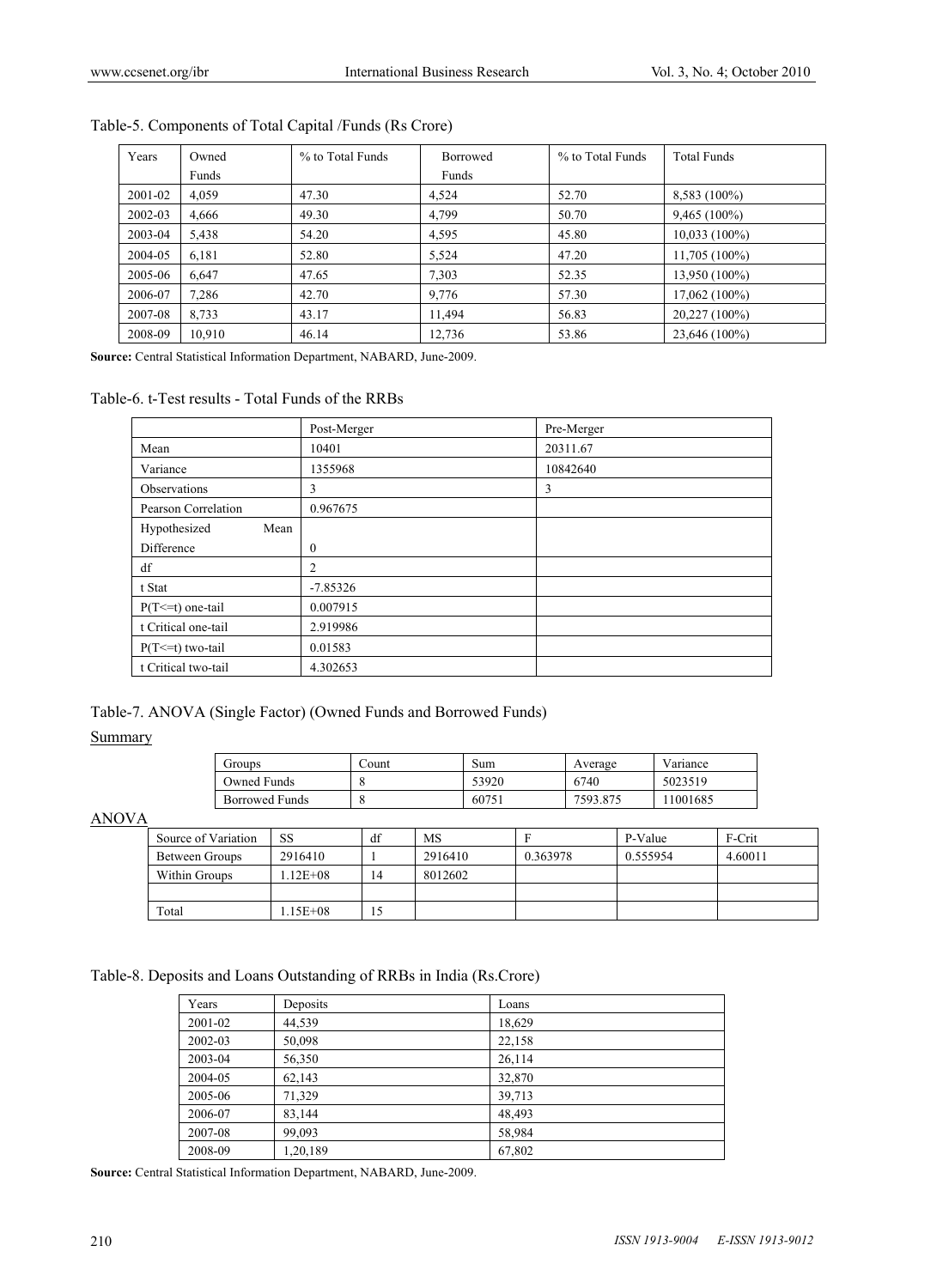Table-5. Components of Total Capital /Funds (Rs Crore)

| Years | Owned Funds | % to Total Funds | Borrowed Funds | % to Total Funds | Total Funds |
|---|---|---|---|---|---|
| 2001-02 | 4,059 | 47.30 | 4,524 | 52.70 | 8,583 (100%) |
| 2002-03 | 4,666 | 49.30 | 4,799 | 50.70 | 9,465 (100%) |
| 2003-04 | 5,438 | 54.20 | 4,595 | 45.80 | 10,033 (100%) |
| 2004-05 | 6,181 | 52.80 | 5,524 | 47.20 | 11,705 (100%) |
| 2005-06 | 6,647 | 47.65 | 7,303 | 52.35 | 13,950 (100%) |
| 2006-07 | 7,286 | 42.70 | 9,776 | 57.30 | 17,062 (100%) |
| 2007-08 | 8,733 | 43.17 | 11,494 | 56.83 | 20,227 (100%) |
| 2008-09 | 10,910 | 46.14 | 12,736 | 53.86 | 23,646 (100%) |

**Source:** Central Statistical Information Department, NABARD, June-2009.

Table-6. t-Test results - Total Funds of the RRBs

| | Post-Merger | Pre-Merger |
|---|---|---|
| Mean | 10401 | 20311.67 |
| Variance | 1355968 | 10842640 |
| Observations | 3 | 3 |
| Pearson Correlation | 0.967675 | |
| Hypothesized Mean Difference | 0 | |
| df | 2 | |
| t Stat | -7.85326 | |
| P(T<=t) one-tail | 0.007915 | |
| t Critical one-tail | 2.919986 | |
| P(T<=t) two-tail | 0.01583 | |
| t Critical two-tail | 4.302653 | |

Table-7. ANOVA (Single Factor) (Owned Funds and Borrowed Funds)

Summary

| Groups | Count | Sum | Average | Variance |
|---|---|---|---|---|
| Owned Funds | 8 | 53920 | 6740 | 5023519 |
| Borrowed Funds | 8 | 60751 | 7593.875 | 11001685 |

ANOVA

| Source of Variation | SS | df | MS | F | P-Value | F-Crit |
|---|---|---|---|---|---|---|
| Between Groups | 2916410 | 1 | 2916410 | 0.363978 | 0.555954 | 4.60011 |
| Within Groups | 1.12E+08 | 14 | 8012602 | | | |
| | | | | | | |
| Total | 1.15E+08 | 15 | | | | |

Table-8. Deposits and Loans Outstanding of RRBs in India (Rs.Crore)

| Years | Deposits | Loans |
|---|---|---|
| 2001-02 | 44,539 | 18,629 |
| 2002-03 | 50,098 | 22,158 |
| 2003-04 | 56,350 | 26,114 |
| 2004-05 | 62,143 | 32,870 |
| 2005-06 | 71,329 | 39,713 |
| 2006-07 | 83,144 | 48,493 |
| 2007-08 | 99,093 | 58,984 |
| 2008-09 | 1,20,189 | 67,802 |

**Source:** Central Statistical Information Department, NABARD, June-2009.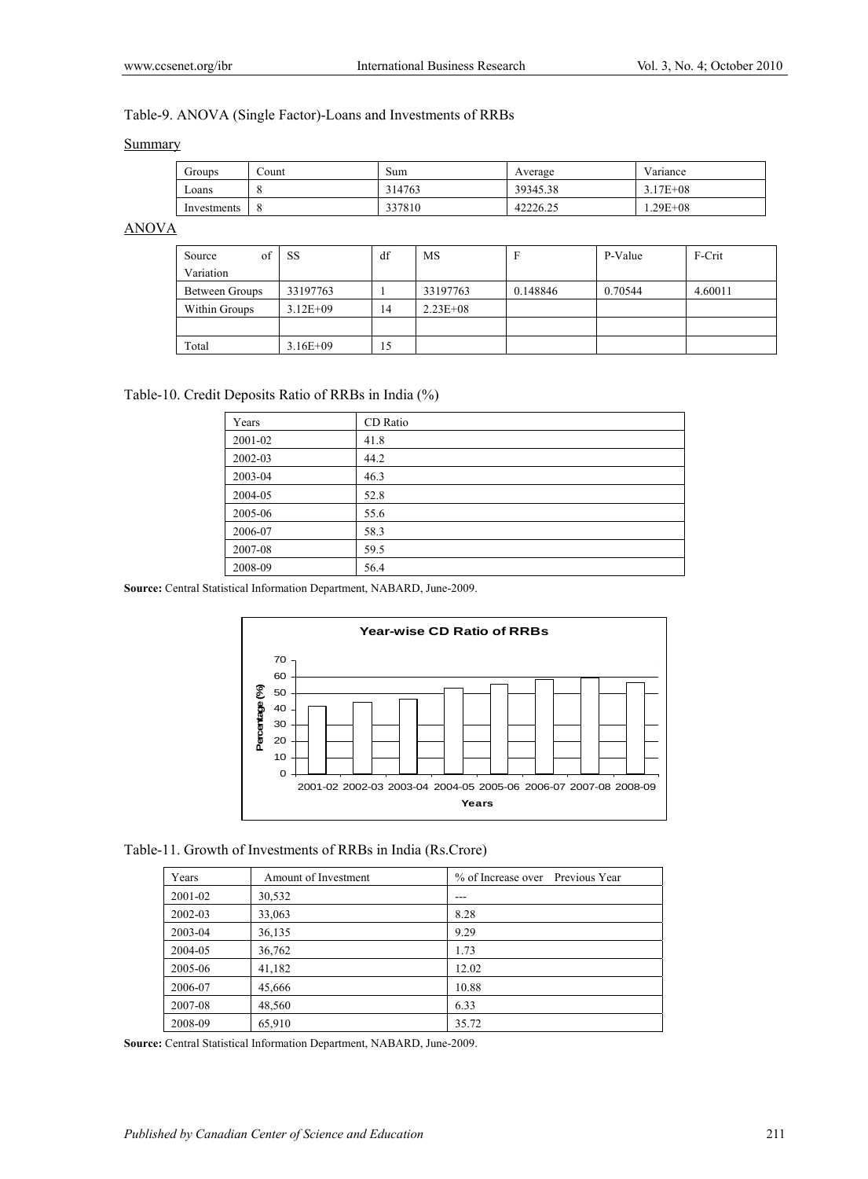Table-9. ANOVA (Single Factor)-Loans and Investments of RRBs

Summary

| Groups | Count | Sum | Average | Variance |
|---|---|---|---|---|
| Loans | 8 | 314763 | 39345.38 | 3.17E+08 |
| Investments | 8 | 337810 | 42226.25 | 1.29E+08 |

ANOVA

| Source of Variation | SS | df | MS | F | P-Value | F-Crit |
|---|---|---|---|---|---|---|
| Between Groups | 33197763 | 1 | 33197763 | 0.148846 | 0.70544 | 4.60011 |
| Within Groups | 3.12E+09 | 14 | 2.23E+08 | | | |
| | | | | | | |
| Total | 3.16E+09 | 15 | | | | |

Table-10. Credit Deposits Ratio of RRBs in India (%)

| Years | CD Ratio |
|---|---|
| 2001-02 | 41.8 |
| 2002-03 | 44.2 |
| 2003-04 | 46.3 |
| 2004-05 | 52.8 |
| 2005-06 | 55.6 |
| 2006-07 | 58.3 |
| 2007-08 | 59.5 |
| 2008-09 | 56.4 |

**Source:** Central Statistical Information Department, NABARD, June-2009.

Year-wise CD Ratio of RRBs

Percentage (%)

0
10
20
30
40
50
60
70

2001-02 2002-03 2003-04 2004-05 2005-06 2006-07 2007-08 2008-09

Years

Table-11. Growth of Investments of RRBs in India (Rs.Crore)

| Years | Amount of Investment | % of Increase over Previous Year |
|---|---|---|
| 2001-02 | 30,532 | --- |
| 2002-03 | 33,063 | 8.28 |
| 2003-04 | 36,135 | 9.29 |
| 2004-05 | 36,762 | 1.73 |
| 2005-06 | 41,182 | 12.02 |
| 2006-07 | 45,666 | 10.88 |
| 2007-08 | 48,560 | 6.33 |
| 2008-09 | 65,910 | 35.72 |

**Source:** Central Statistical Information Department, NABARD, June-2009.